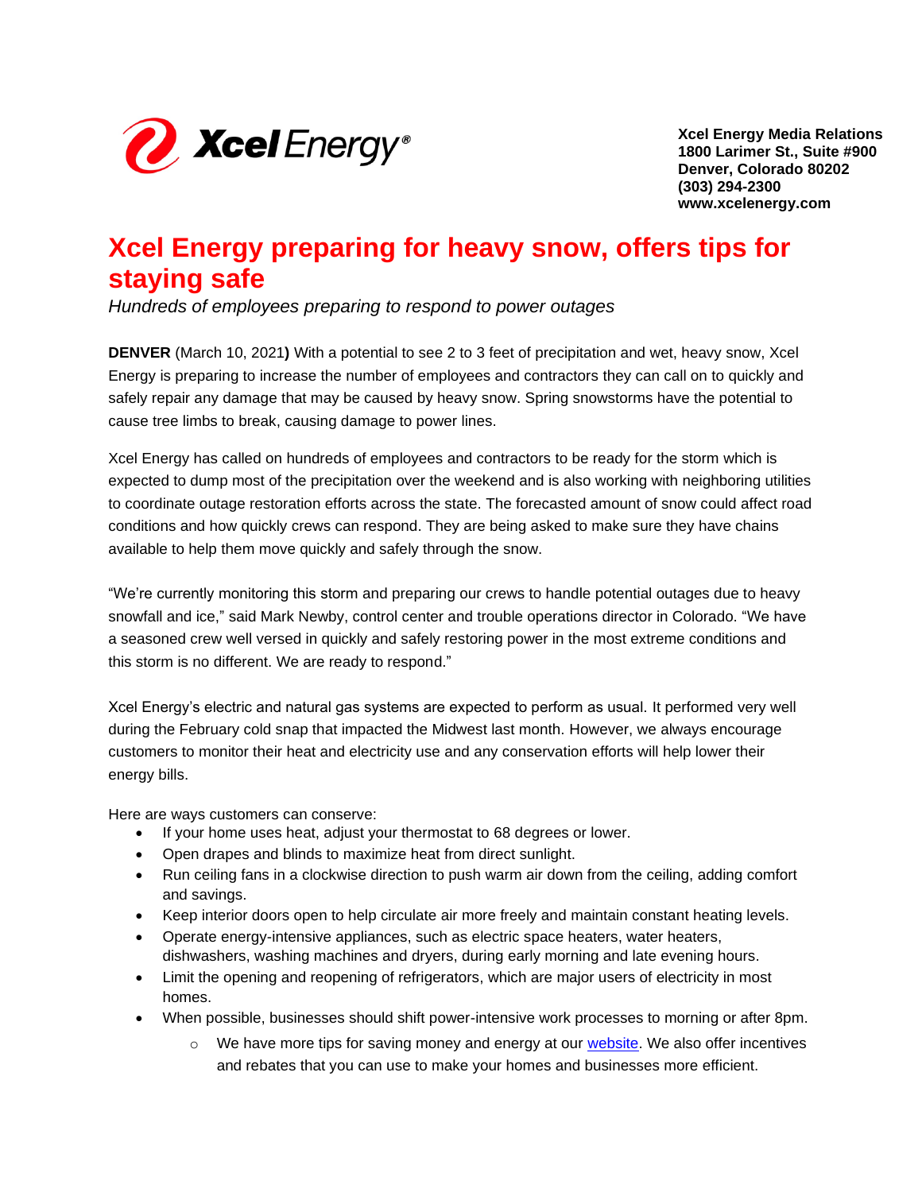Xcel Energy Media Relations
1800 Larimer St., Suite #900
Denver, Colorado 80202
(303) 294-2300
www.xcelenergy.com

# Xcel Energy preparing for heavy snow, offers tips for staying safe

*Hundreds of employees preparing to respond to power outages*

**DENVER** (March 10, 2021**)** With a potential to see 2 to 3 feet of precipitation and wet, heavy snow, Xcel Energy is preparing to increase the number of employees and contractors they can call on to quickly and safely repair any damage that may be caused by heavy snow. Spring snowstorms have the potential to cause tree limbs to break, causing damage to power lines.

Xcel Energy has called on hundreds of employees and contractors to be ready for the storm which is expected to dump most of the precipitation over the weekend and is also working with neighboring utilities to coordinate outage restoration efforts across the state. The forecasted amount of snow could affect road conditions and how quickly crews can respond. They are being asked to make sure they have chains available to help them move quickly and safely through the snow.

"We're currently monitoring this storm and preparing our crews to handle potential outages due to heavy snowfall and ice," said Mark Newby, control center and trouble operations director in Colorado. "We have a seasoned crew well versed in quickly and safely restoring power in the most extreme conditions and this storm is no different. We are ready to respond."

Xcel Energy's electric and natural gas systems are expected to perform as usual. It performed very well during the February cold snap that impacted the Midwest last month. However, we always encourage customers to monitor their heat and electricity use and any conservation efforts will help lower their energy bills.

Here are ways customers can conserve:

- If your home uses heat, adjust your thermostat to 68 degrees or lower.
- Open drapes and blinds to maximize heat from direct sunlight.
- Run ceiling fans in a clockwise direction to push warm air down from the ceiling, adding comfort and savings.
- Keep interior doors open to help circulate air more freely and maintain constant heating levels.
- Operate energy-intensive appliances, such as electric space heaters, water heaters, dishwashers, washing machines and dryers, during early morning and late evening hours.
- Limit the opening and reopening of refrigerators, which are major users of electricity in most homes.
- When possible, businesses should shift power-intensive work processes to morning or after 8pm.
    - We have more tips for saving money and energy at our website. We also offer incentives and rebates that you can use to make your homes and businesses more efficient.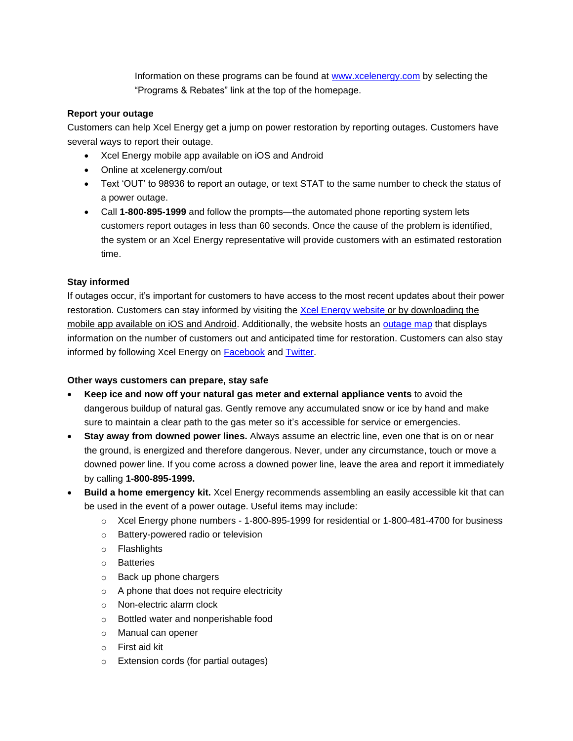Information on these programs can be found at [www.xcelenergy.com](http://www.xcelenergy.com) by selecting the "Programs & Rebates" link at the top of the homepage.

**Report your outage**

Customers can help Xcel Energy get a jump on power restoration by reporting outages. Customers have several ways to report their outage.

- Xcel Energy mobile app available on iOS and Android
- Online at xcelenergy.com/out
- Text 'OUT' to 98936 to report an outage, or text STAT to the same number to check the status of a power outage.
- Call **1-800-895-1999** and follow the prompts—the automated phone reporting system lets customers report outages in less than 60 seconds. Once the cause of the problem is identified, the system or an Xcel Energy representative will provide customers with an estimated restoration time.

**Stay informed**

If outages occur, it's important for customers to have access to the most recent updates about their power restoration. Customers can stay informed by visiting the Xcel Energy website or by downloading the mobile app available on iOS and Android. Additionally, the website hosts an outage map that displays information on the number of customers out and anticipated time for restoration. Customers can also stay informed by following Xcel Energy on Facebook and Twitter.

**Other ways customers can prepare, stay safe**

- **Keep ice and now off your natural gas meter and external appliance vents** to avoid the dangerous buildup of natural gas. Gently remove any accumulated snow or ice by hand and make sure to maintain a clear path to the gas meter so it's accessible for service or emergencies.
- **Stay away from downed power lines.** Always assume an electric line, even one that is on or near the ground, is energized and therefore dangerous. Never, under any circumstance, touch or move a downed power line. If you come across a downed power line, leave the area and report it immediately by calling **1-800-895-1999.**
- **Build a home emergency kit.** Xcel Energy recommends assembling an easily accessible kit that can be used in the event of a power outage. Useful items may include:
  - Xcel Energy phone numbers - 1-800-895-1999 for residential or 1-800-481-4700 for business
  - Battery-powered radio or television
  - Flashlights
  - Batteries
  - Back up phone chargers
  - A phone that does not require electricity
  - Non-electric alarm clock
  - Bottled water and nonperishable food
  - Manual can opener
  - First aid kit
  - Extension cords (for partial outages)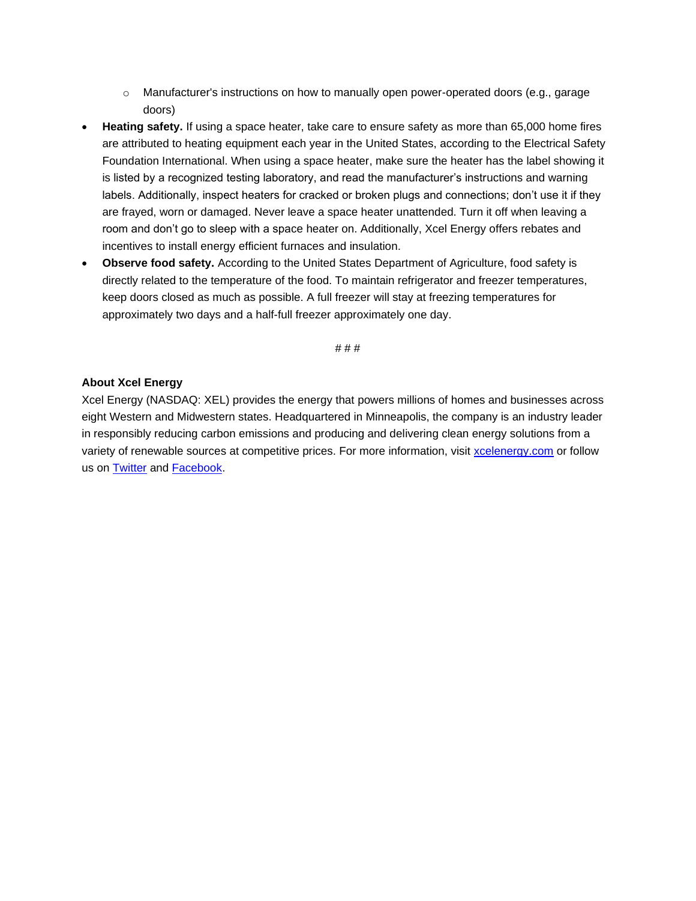- Manufacturer's instructions on how to manually open power-operated doors (e.g., garage doors)
- **Heating safety.** If using a space heater, take care to ensure safety as more than 65,000 home fires are attributed to heating equipment each year in the United States, according to the Electrical Safety Foundation International. When using a space heater, make sure the heater has the label showing it is listed by a recognized testing laboratory, and read the manufacturer's instructions and warning labels. Additionally, inspect heaters for cracked or broken plugs and connections; don't use it if they are frayed, worn or damaged. Never leave a space heater unattended. Turn it off when leaving a room and don't go to sleep with a space heater on. Additionally, Xcel Energy offers rebates and incentives to install energy efficient furnaces and insulation.
- **Observe food safety.** According to the United States Department of Agriculture, food safety is directly related to the temperature of the food. To maintain refrigerator and freezer temperatures, keep doors closed as much as possible. A full freezer will stay at freezing temperatures for approximately two days and a half-full freezer approximately one day.

# # #

**About Xcel Energy**
Xcel Energy (NASDAQ: XEL) provides the energy that powers millions of homes and businesses across eight Western and Midwestern states. Headquartered in Minneapolis, the company is an industry leader in responsibly reducing carbon emissions and producing and delivering clean energy solutions from a variety of renewable sources at competitive prices. For more information, visit xcelenergy.com or follow us on Twitter and Facebook.